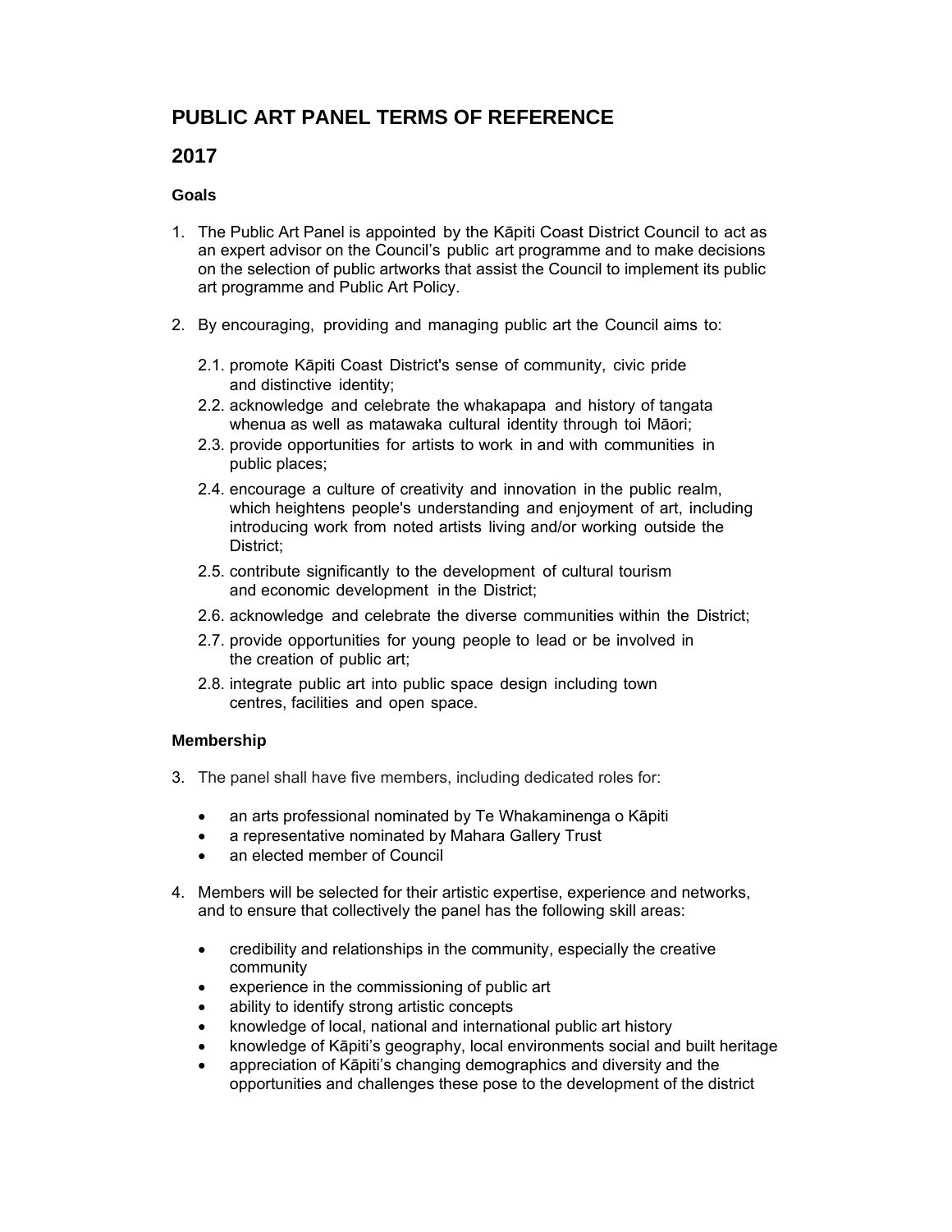# PUBLIC ART PANEL TERMS OF REFERENCE

# 2017

### Goals

1. The Public Art Panel is appointed by the Kāpiti Coast District Council to act as an expert advisor on the Council's public art programme and to make decisions on the selection of public artworks that assist the Council to implement its public art programme and Public Art Policy.

2. By encouraging, providing and managing public art the Council aims to:

   2.1. promote Kāpiti Coast District's sense of community, civic pride and distinctive identity;

   2.2. acknowledge and celebrate the whakapapa and history of tangata whenua as well as matawaka cultural identity through toi Māori;

   2.3. provide opportunities for artists to work in and with communities in public places;

   2.4. encourage a culture of creativity and innovation in the public realm, which heightens people's understanding and enjoyment of art, including introducing work from noted artists living and/or working outside the District;

   2.5. contribute significantly to the development of cultural tourism and economic development in the District;

   2.6. acknowledge and celebrate the diverse communities within the District;

   2.7. provide opportunities for young people to lead or be involved in the creation of public art;

   2.8. integrate public art into public space design including town centres, facilities and open space.

### Membership

3. The panel shall have five members, including dedicated roles for:

   - an arts professional nominated by Te Whakaminenga o Kāpiti
   - a representative nominated by Mahara Gallery Trust
   - an elected member of Council

4. Members will be selected for their artistic expertise, experience and networks, and to ensure that collectively the panel has the following skill areas:

   - credibility and relationships in the community, especially the creative community
   - experience in the commissioning of public art
   - ability to identify strong artistic concepts
   - knowledge of local, national and international public art history
   - knowledge of Kāpiti's geography, local environments social and built heritage
   - appreciation of Kāpiti's changing demographics and diversity and the opportunities and challenges these pose to the development of the district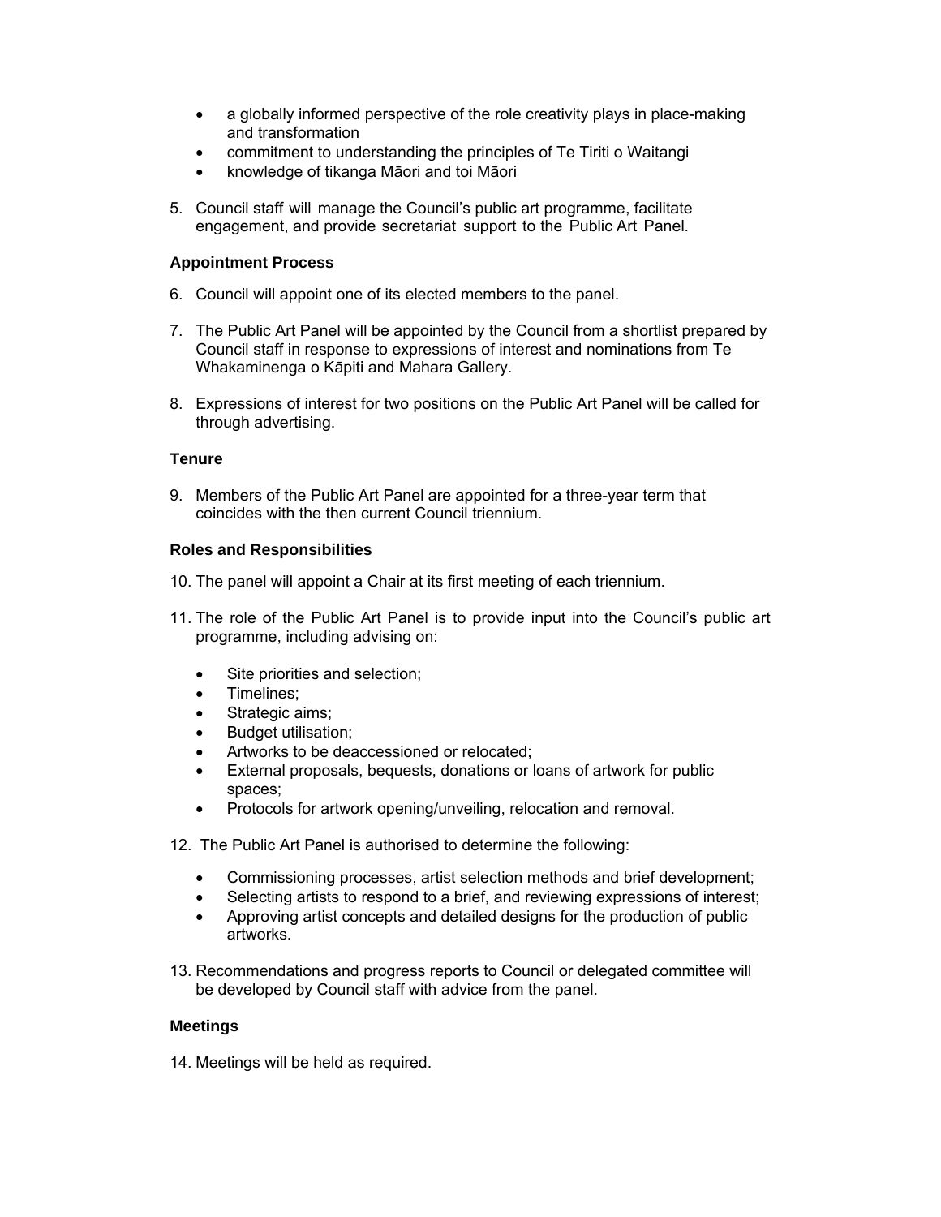- a globally informed perspective of the role creativity plays in place-making and transformation
- commitment to understanding the principles of Te Tiriti o Waitangi
- knowledge of tikanga Māori and toi Māori

5. Council staff will manage the Council's public art programme, facilitate engagement, and provide secretariat support to the Public Art Panel.

**Appointment Process**

6. Council will appoint one of its elected members to the panel.

7. The Public Art Panel will be appointed by the Council from a shortlist prepared by Council staff in response to expressions of interest and nominations from Te Whakaminenga o Kāpiti and Mahara Gallery.

8. Expressions of interest for two positions on the Public Art Panel will be called for through advertising.

**Tenure**

9. Members of the Public Art Panel are appointed for a three-year term that coincides with the then current Council triennium.

**Roles and Responsibilities**

10. The panel will appoint a Chair at its first meeting of each triennium.

11. The role of the Public Art Panel is to provide input into the Council's public art programme, including advising on:

    - Site priorities and selection;
    - Timelines;
    - Strategic aims;
    - Budget utilisation;
    - Artworks to be deaccessioned or relocated;
    - External proposals, bequests, donations or loans of artwork for public spaces;
    - Protocols for artwork opening/unveiling, relocation and removal.

12. The Public Art Panel is authorised to determine the following:

    - Commissioning processes, artist selection methods and brief development;
    - Selecting artists to respond to a brief, and reviewing expressions of interest;
    - Approving artist concepts and detailed designs for the production of public artworks.

13. Recommendations and progress reports to Council or delegated committee will be developed by Council staff with advice from the panel.

**Meetings**

14. Meetings will be held as required.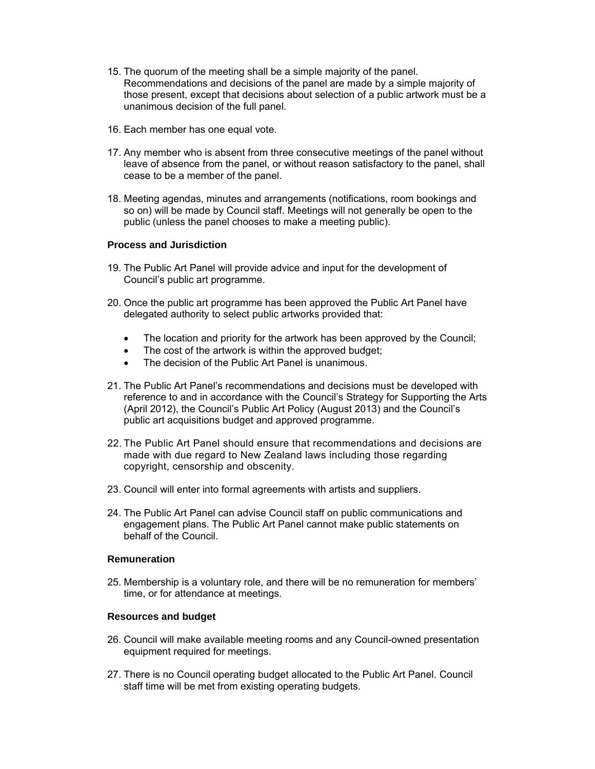15. The quorum of the meeting shall be a simple majority of the panel. Recommendations and decisions of the panel are made by a simple majority of those present, except that decisions about selection of a public artwork must be a unanimous decision of the full panel.

16. Each member has one equal vote.

17. Any member who is absent from three consecutive meetings of the panel without leave of absence from the panel, or without reason satisfactory to the panel, shall cease to be a member of the panel.

18. Meeting agendas, minutes and arrangements (notifications, room bookings and so on) will be made by Council staff. Meetings will not generally be open to the public (unless the panel chooses to make a meeting public).

**Process and Jurisdiction**

19. The Public Art Panel will provide advice and input for the development of Council's public art programme.

20. Once the public art programme has been approved the Public Art Panel have delegated authority to select public artworks provided that:

    - The location and priority for the artwork has been approved by the Council;
    - The cost of the artwork is within the approved budget;
    - The decision of the Public Art Panel is unanimous.

21. The Public Art Panel's recommendations and decisions must be developed with reference to and in accordance with the Council's Strategy for Supporting the Arts (April 2012), the Council's Public Art Policy (August 2013) and the Council's public art acquisitions budget and approved programme.

22. The Public Art Panel should ensure that recommendations and decisions are made with due regard to New Zealand laws including those regarding copyright, censorship and obscenity.

23. Council will enter into formal agreements with artists and suppliers.

24. The Public Art Panel can advise Council staff on public communications and engagement plans. The Public Art Panel cannot make public statements on behalf of the Council.

**Remuneration**

25. Membership is a voluntary role, and there will be no remuneration for members' time, or for attendance at meetings.

**Resources and budget**

26. Council will make available meeting rooms and any Council-owned presentation equipment required for meetings.

27. There is no Council operating budget allocated to the Public Art Panel. Council staff time will be met from existing operating budgets.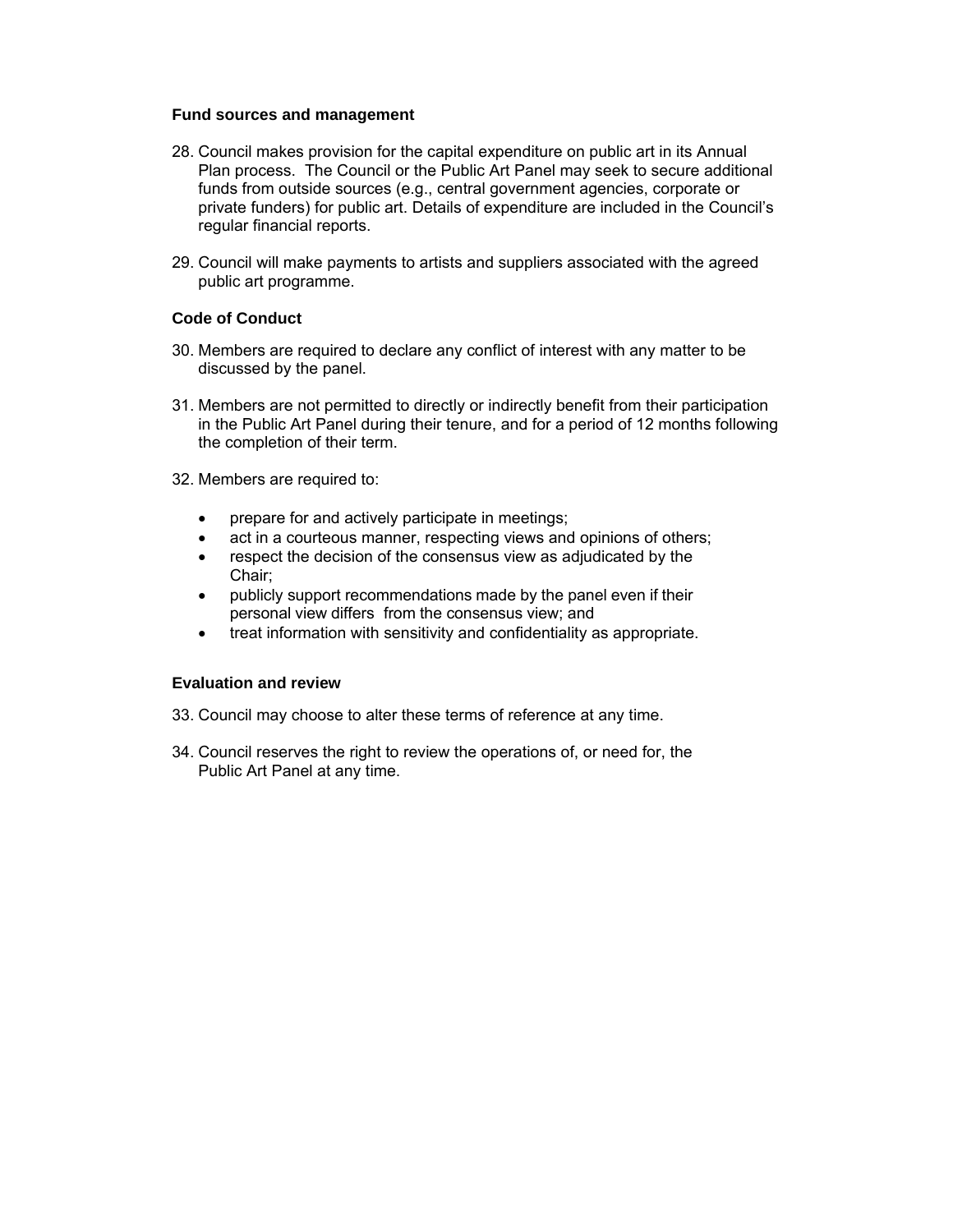**Fund sources and management**

28. Council makes provision for the capital expenditure on public art in its Annual Plan process. The Council or the Public Art Panel may seek to secure additional funds from outside sources (e.g., central government agencies, corporate or private funders) for public art. Details of expenditure are included in the Council's regular financial reports.

29. Council will make payments to artists and suppliers associated with the agreed public art programme.

**Code of Conduct**

30. Members are required to declare any conflict of interest with any matter to be discussed by the panel.

31. Members are not permitted to directly or indirectly benefit from their participation in the Public Art Panel during their tenure, and for a period of 12 months following the completion of their term.

32. Members are required to:

    - prepare for and actively participate in meetings;
    - act in a courteous manner, respecting views and opinions of others;
    - respect the decision of the consensus view as adjudicated by the Chair;
    - publicly support recommendations made by the panel even if their personal view differs from the consensus view; and
    - treat information with sensitivity and confidentiality as appropriate.

**Evaluation and review**

33. Council may choose to alter these terms of reference at any time.

34. Council reserves the right to review the operations of, or need for, the Public Art Panel at any time.